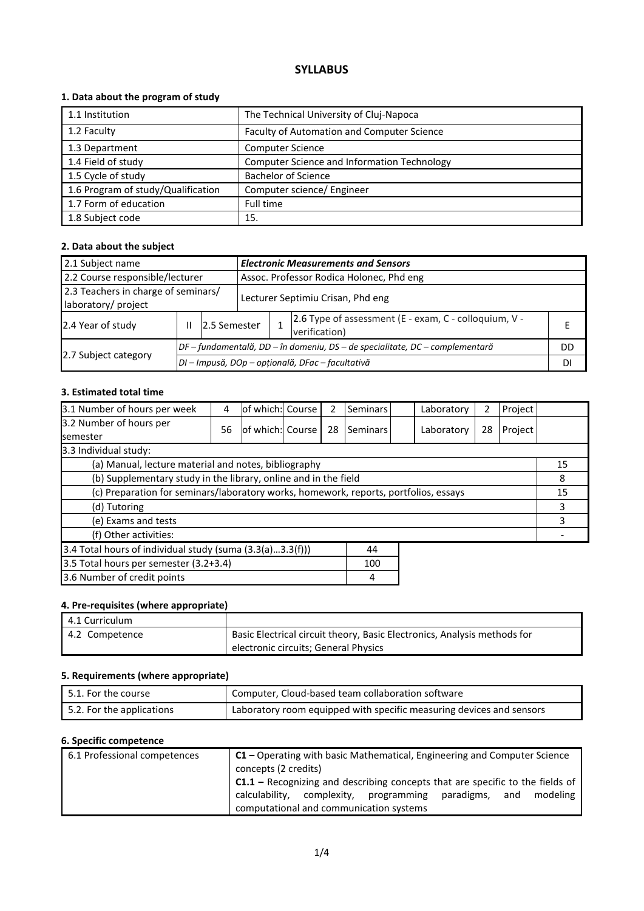# SYLLABUS

### 1. Data about the program of study

| | |
|---|---|
| 1.1 Institution | The Technical University of Cluj-Napoca |
| 1.2 Faculty | Faculty of Automation and Computer Science |
| 1.3 Department | Computer Science |
| 1.4 Field of study | Computer Science and Information Technology |
| 1.5 Cycle of study | Bachelor of Science |
| 1.6 Program of study/Qualification | Computer science/ Engineer |
| 1.7 Form of education | Full time |
| 1.8 Subject code | 15. |

### 2. Data about the subject

| | | | | | | |
|---|---|---|---|---|---|---|
| 2.1 Subject name | | | | ***Electronic Measurements and Sensors*** | | |
| 2.2 Course responsible/lecturer | | | | Assoc. Professor Rodica Holonec, Phd eng | | |
| 2.3 Teachers in charge of seminars/ laboratory/ project | | | | Lecturer Septimiu Crisan, Phd eng | | |
| 2.4 Year of study | II | 2.5 Semester | 1 | 2.6 Type of assessment (E - exam, C - colloquium, V - verification) | | E |
| 2.7 Subject category | *DF – fundamentală, DD – în domeniu, DS – de specialitate, DC – complementară* | | | | | DD |
| | *DI – Impusă, DOp – opțională, DFac – facultativă* | | | | | DI |

### 3. Estimated total time

| | | | | | | | | | | |
|---|---|---|---|---|---|---|---|---|---|---|
| 3.1 Number of hours per week | 4 | of which: Course | 2 | Seminars | | Laboratory | 2 | Project | | |
| 3.2 Number of hours per semester | 56 | of which: Course | 28 | Seminars | | Laboratory | 28 | Project | | |
| 3.3 Individual study: | | | | | | | | | | |
| (a) Manual, lecture material and notes, bibliography | | | | | | | | | | 15 |
| (b) Supplementary study in the library, online and in the field | | | | | | | | | | 8 |
| (c) Preparation for seminars/laboratory works, homework, reports, portfolios, essays | | | | | | | | | | 15 |
| (d) Tutoring | | | | | | | | | | 3 |
| (e) Exams and tests | | | | | | | | | | 3 |
| (f) Other activities: | | | | | | | | | | - |

| | |
|---|---|
| 3.4 Total hours of individual study (suma (3.3(a)…3.3(f))) | 44 |
| 3.5 Total hours per semester (3.2+3.4) | 100 |
| 3.6 Number of credit points | 4 |

### 4. Pre-requisites (where appropriate)

| | |
|---|---|
| 4.1 Curriculum | |
| 4.2 Competence | Basic Electrical circuit theory, Basic Electronics, Analysis methods for electronic circuits; General Physics |

### 5. Requirements (where appropriate)

| | |
|---|---|
| 5.1. For the course | Computer, Cloud-based team collaboration software |
| 5.2. For the applications | Laboratory room equipped with specific measuring devices and sensors |

### 6. Specific competence

| | |
|---|---|
| 6.1 Professional competences | **C1 –** Operating with basic Mathematical, Engineering and Computer Science concepts (2 credits)<br>**C1.1 –** Recognizing and describing concepts that are specific to the fields of calculability, complexity, programming paradigms, and modeling computational and communication systems |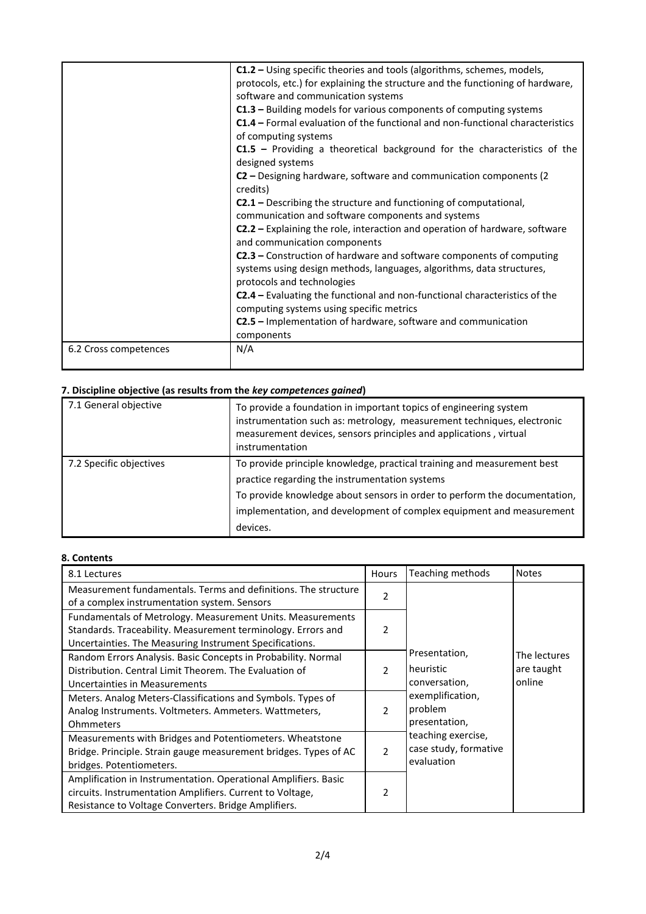| | |
|---|---|
| | **C1.2 –** Using specific theories and tools (algorithms, schemes, models, protocols, etc.) for explaining the structure and the functioning of hardware, software and communication systems<br>**C1.3 –** Building models for various components of computing systems<br>**C1.4 –** Formal evaluation of the functional and non-functional characteristics of computing systems<br>**C1.5 –** Providing a theoretical background for the characteristics of the designed systems<br>**C2 –** Designing hardware, software and communication components (2 credits)<br>**C2.1 –** Describing the structure and functioning of computational, communication and software components and systems<br>**C2.2 –** Explaining the role, interaction and operation of hardware, software and communication components<br>**C2.3 –** Construction of hardware and software components of computing systems using design methods, languages, algorithms, data structures, protocols and technologies<br>**C2.4 –** Evaluating the functional and non-functional characteristics of the computing systems using specific metrics<br>**C2.5 –** Implementation of hardware, software and communication components |
| 6.2 Cross competences | N/A |

### 7. Discipline objective (as results from the *key competences gained*)

| | |
|---|---|
| 7.1 General objective | To provide a foundation in important topics of engineering system instrumentation such as: metrology, measurement techniques, electronic measurement devices, sensors principles and applications , virtual instrumentation |
| 7.2 Specific objectives | To provide principle knowledge, practical training and measurement best practice regarding the instrumentation systems<br>To provide knowledge about sensors in order to perform the documentation, implementation, and development of complex equipment and measurement devices. |

### 8. Contents

| 8.1 Lectures | Hours | Teaching methods | Notes |
|---|---|---|---|
| Measurement fundamentals. Terms and definitions. The structure of a complex instrumentation system. Sensors | 2 | Presentation, heuristic conversation, exemplification, problem presentation, teaching exercise, case study, formative evaluation | The lectures are taught online |
| Fundamentals of Metrology. Measurement Units. Measurements Standards. Traceability. Measurement terminology. Errors and Uncertainties. The Measuring Instrument Specifications. | 2 | | |
| Random Errors Analysis. Basic Concepts in Probability. Normal Distribution. Central Limit Theorem. The Evaluation of Uncertainties in Measurements | 2 | | |
| Meters. Analog Meters-Classifications and Symbols. Types of Analog Instruments. Voltmeters. Ammeters. Wattmeters, Ohmmeters | 2 | | |
| Measurements with Bridges and Potentiometers. Wheatstone Bridge. Principle. Strain gauge measurement bridges. Types of AC bridges. Potentiometers. | 2 | | |
| Amplification in Instrumentation. Operational Amplifiers. Basic circuits. Instrumentation Amplifiers. Current to Voltage, Resistance to Voltage Converters. Bridge Amplifiers. | 2 | | |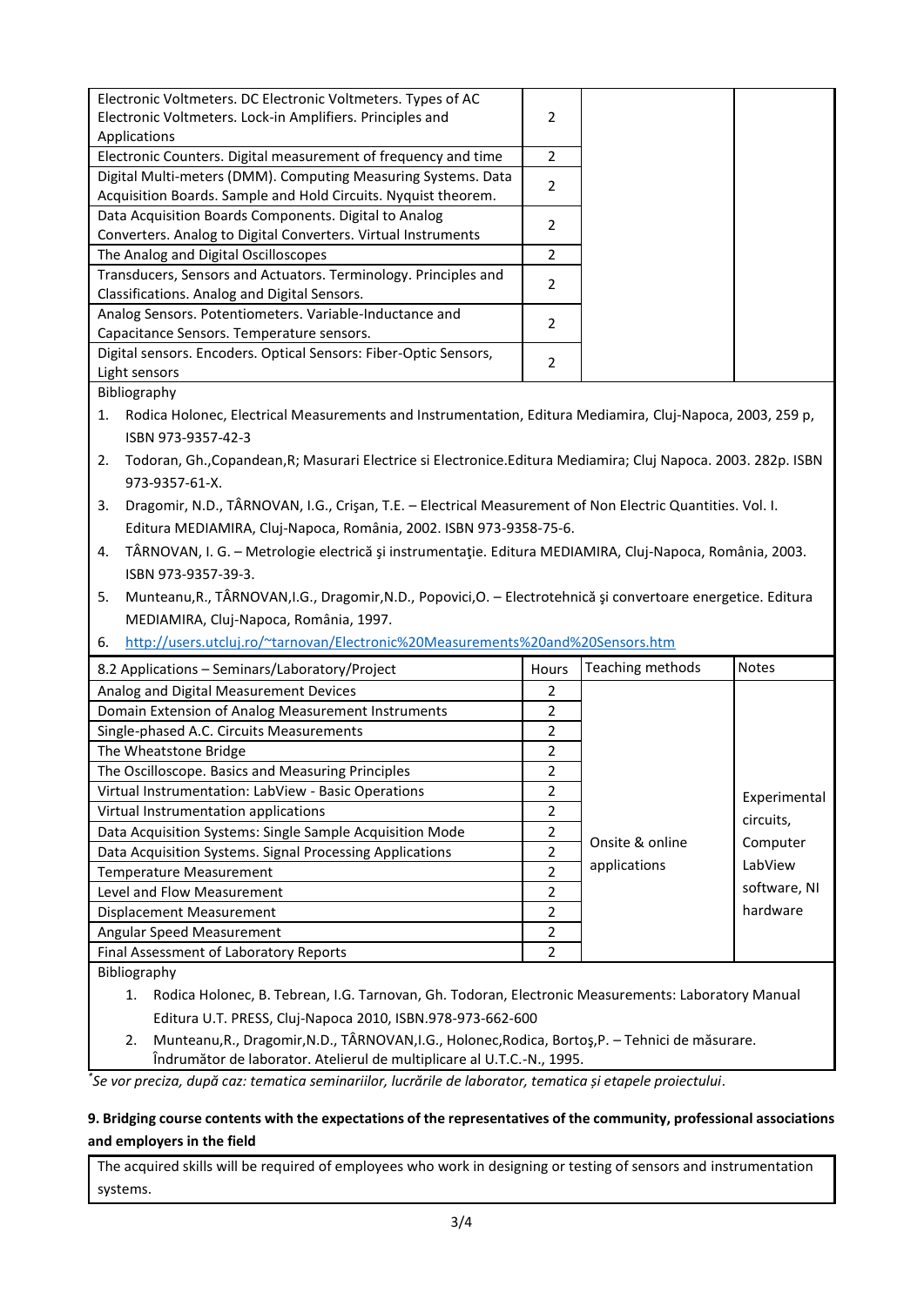| | | | |
|---|---|---|---|
| Electronic Voltmeters. DC Electronic Voltmeters. Types of AC Electronic Voltmeters. Lock-in Amplifiers. Principles and Applications | 2 | | |
| Electronic Counters. Digital measurement of frequency and time | 2 | | |
| Digital Multi-meters (DMM). Computing Measuring Systems. Data Acquisition Boards. Sample and Hold Circuits. Nyquist theorem. | 2 | | |
| Data Acquisition Boards Components. Digital to Analog Converters. Analog to Digital Converters. Virtual Instruments | 2 | | |
| The Analog and Digital Oscilloscopes | 2 | | |
| Transducers, Sensors and Actuators. Terminology. Principles and Classifications. Analog and Digital Sensors. | 2 | | |
| Analog Sensors. Potentiometers. Variable-Inductance and Capacitance Sensors. Temperature sensors. | 2 | | |
| Digital sensors. Encoders. Optical Sensors: Fiber-Optic Sensors, Light sensors | 2 | | |

Bibliography

1. Rodica Holonec, Electrical Measurements and Instrumentation, Editura Mediamira, Cluj-Napoca, 2003, 259 p, ISBN 973-9357-42-3
2. Todoran, Gh.,Copandean,R; Masurari Electrice si Electronice.Editura Mediamira; Cluj Napoca. 2003. 282p. ISBN 973-9357-61-X.
3. Dragomir, N.D., TÂRNOVAN, I.G., Crişan, T.E. – Electrical Measurement of Non Electric Quantities. Vol. I. Editura MEDIAMIRA, Cluj-Napoca, România, 2002. ISBN 973-9358-75-6.
4. TÂRNOVAN, I. G. – Metrologie electrică şi instrumentaţie. Editura MEDIAMIRA, Cluj-Napoca, România, 2003. ISBN 973-9357-39-3.
5. Munteanu,R., TÂRNOVAN,I.G., Dragomir,N.D., Popovici,O. – Electrotehnică şi convertoare energetice. Editura MEDIAMIRA, Cluj-Napoca, România, 1997.
6. http://users.utcluj.ro/~tarnovan/Electronic%20Measurements%20and%20Sensors.htm

| 8.2 Applications – Seminars/Laboratory/Project | Hours | Teaching methods | Notes |
|---|---|---|---|
| Analog and Digital Measurement Devices | 2 | Onsite & online applications | Experimental circuits, Computer LabView software, NI hardware |
| Domain Extension of Analog Measurement Instruments | 2 | | |
| Single-phased A.C. Circuits Measurements | 2 | | |
| The Wheatstone Bridge | 2 | | |
| The Oscilloscope. Basics and Measuring Principles | 2 | | |
| Virtual Instrumentation: LabView - Basic Operations | 2 | | |
| Virtual Instrumentation applications | 2 | | |
| Data Acquisition Systems: Single Sample Acquisition Mode | 2 | | |
| Data Acquisition Systems. Signal Processing Applications | 2 | | |
| Temperature Measurement | 2 | | |
| Level and Flow Measurement | 2 | | |
| Displacement Measurement | 2 | | |
| Angular Speed Measurement | 2 | | |
| Final Assessment of Laboratory Reports | 2 | | |

Bibliography

1. Rodica Holonec, B. Tebrean, I.G. Tarnovan, Gh. Todoran, Electronic Measurements: Laboratory Manual Editura U.T. PRESS, Cluj-Napoca 2010, ISBN.978-973-662-600
2. Munteanu,R., Dragomir,N.D., TÂRNOVAN,I.G., Holonec,Rodica, Bortoş,P. – Tehnici de măsurare. Îndrumător de laborator. Atelierul de multiplicare al U.T.C.-N., 1995.

*Se vor preciza, după caz: tematica seminariilor, lucrările de laborator, tematica și etapele proiectului.*

**9. Bridging course contents with the expectations of the representatives of the community, professional associations and employers in the field**

The acquired skills will be required of employees who work in designing or testing of sensors and instrumentation systems.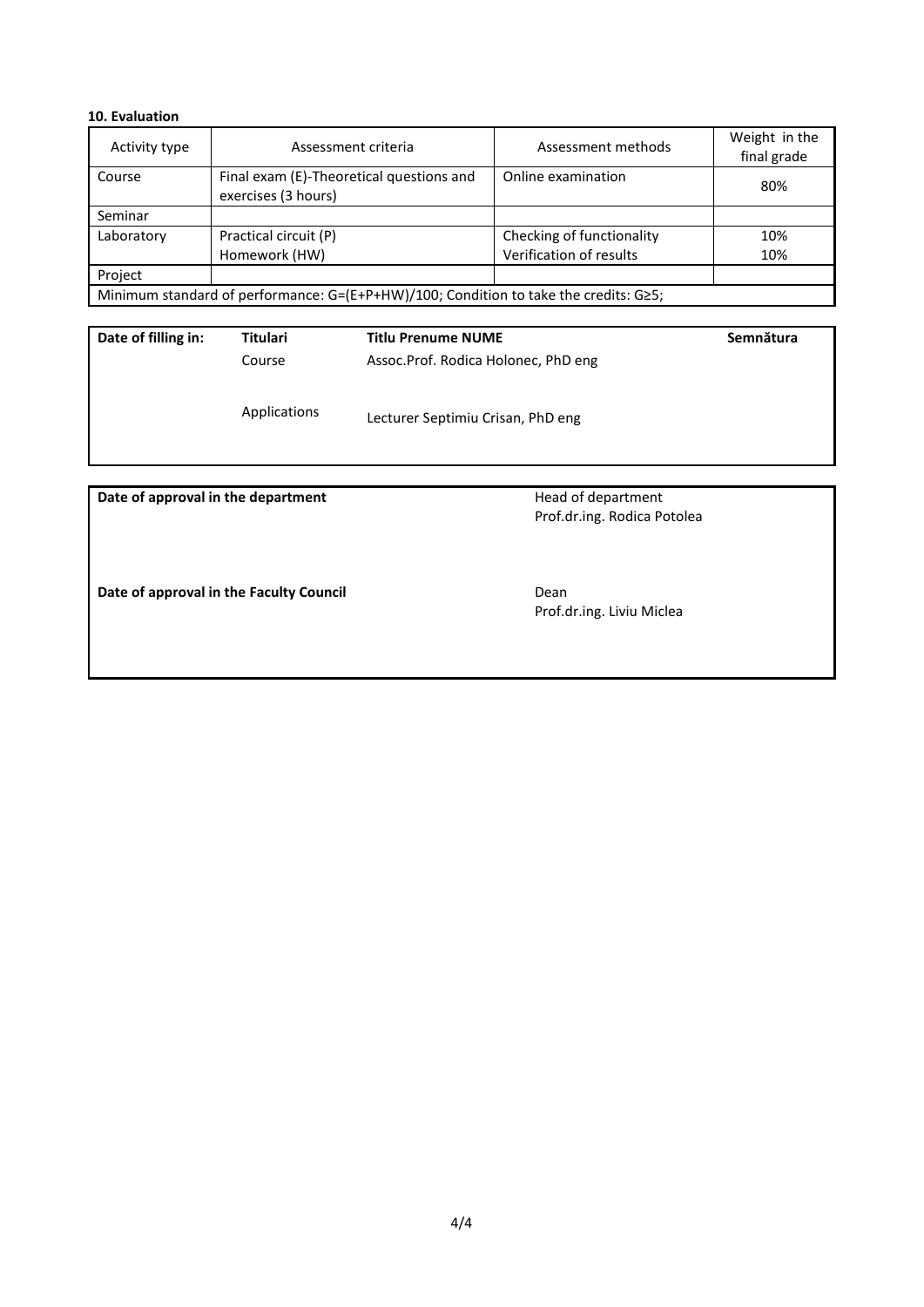**10. Evaluation**

| Activity type | Assessment criteria | Assessment methods | Weight in the final grade |
|---|---|---|---|
| Course | Final exam (E)-Theoretical questions and exercises (3 hours) | Online examination | 80% |
| Seminar | | | |
| Laboratory | Practical circuit (P)<br>Homework (HW) | Checking of functionality<br>Verification of results | 10%<br>10% |
| Project | | | |
| Minimum standard of performance: G=(E+P+HW)/100; Condition to take the credits: G≥5; | | | |

| Date of filling in: | Titulari | Titlu Prenume NUME | Semnătura |
|---|---|---|---|
| | Course | Assoc.Prof. Rodica Holonec, PhD eng | |
| | Applications | Lecturer Septimiu Crisan, PhD eng | |

| | |
|---|---|
| **Date of approval in the department** | Head of department<br>Prof.dr.ing. Rodica Potolea |
| **Date of approval in the Faculty Council** | Dean<br>Prof.dr.ing. Liviu Miclea |